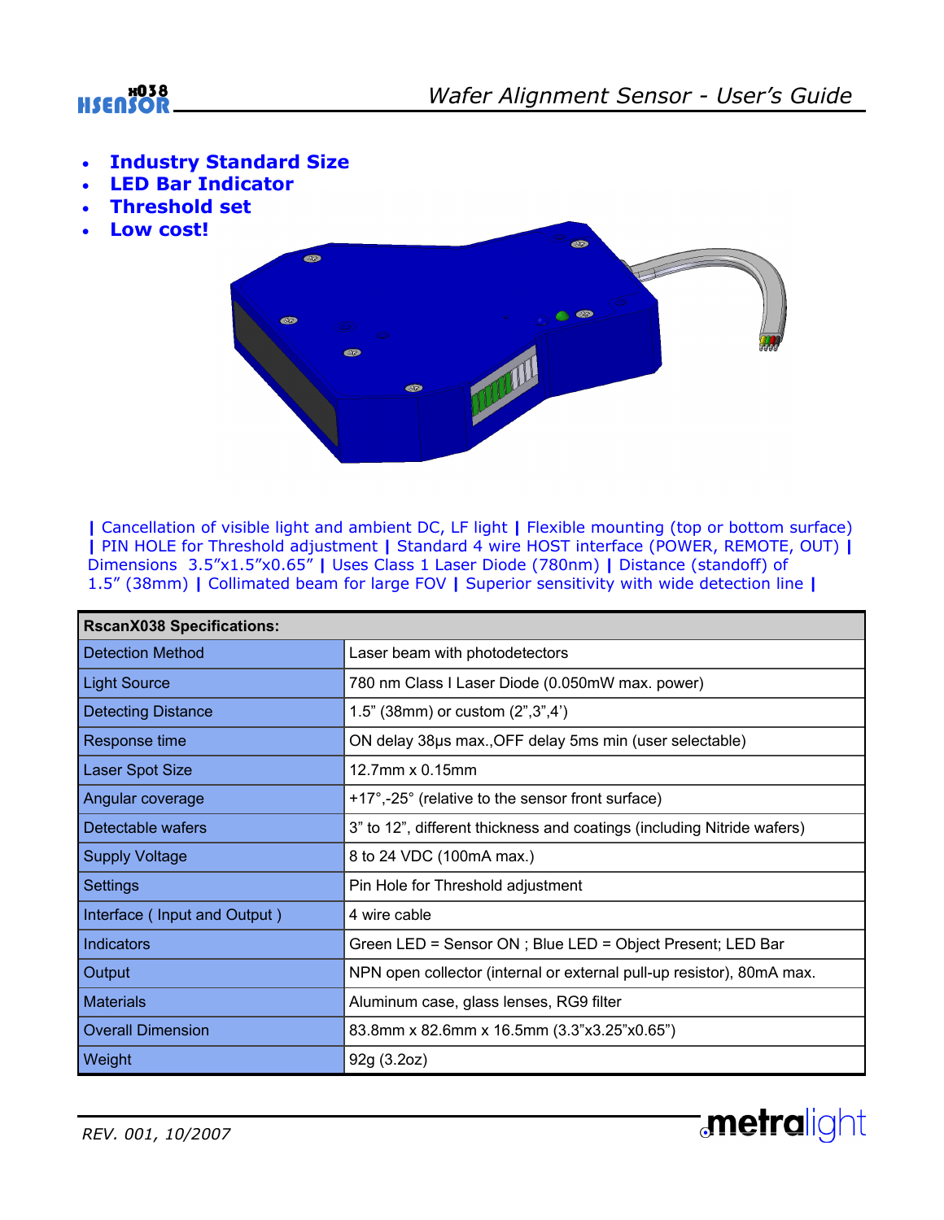# Wafer Alignment Sensor - User's Guide

- **Industry Standard Size**
- **LED Bar Indicator**
- **Threshold set**
- **Low cost!**

| Cancellation of visible light and ambient DC, LF light | Flexible mounting (top or bottom surface) | PIN HOLE for Threshold adjustment | Standard 4 wire HOST interface (POWER, REMOTE, OUT) | Dimensions 3.5"x1.5"x0.65" | Uses Class 1 Laser Diode (780nm) | Distance (standoff) of 1.5" (38mm) | Collimated beam for large FOV | Superior sensitivity with wide detection line |

| RscanX038 Specifications: | |
|---|---|
| Detection Method | Laser beam with photodetectors |
| Light Source | 780 nm Class I Laser Diode (0.050mW max. power) |
| Detecting Distance | 1.5" (38mm) or custom (2",3",4') |
| Response time | ON delay 38µs max.,OFF delay 5ms min (user selectable) |
| Laser Spot Size | 12.7mm x 0.15mm |
| Angular coverage | +17°,-25° (relative to the sensor front surface) |
| Detectable wafers | 3" to 12", different thickness and coatings (including Nitride wafers) |
| Supply Voltage | 8 to 24 VDC (100mA max.) |
| Settings | Pin Hole for Threshold adjustment |
| Interface ( Input and Output ) | 4 wire cable |
| Indicators | Green LED = Sensor ON ; Blue LED = Object Present; LED Bar |
| Output | NPN open collector (internal or external pull-up resistor), 80mA max. |
| Materials | Aluminum case, glass lenses, RG9 filter |
| Overall Dimension | 83.8mm x 82.6mm x 16.5mm (3.3"x3.25"x0.65") |
| Weight | 92g (3.2oz) |

*REV. 001, 10/2007*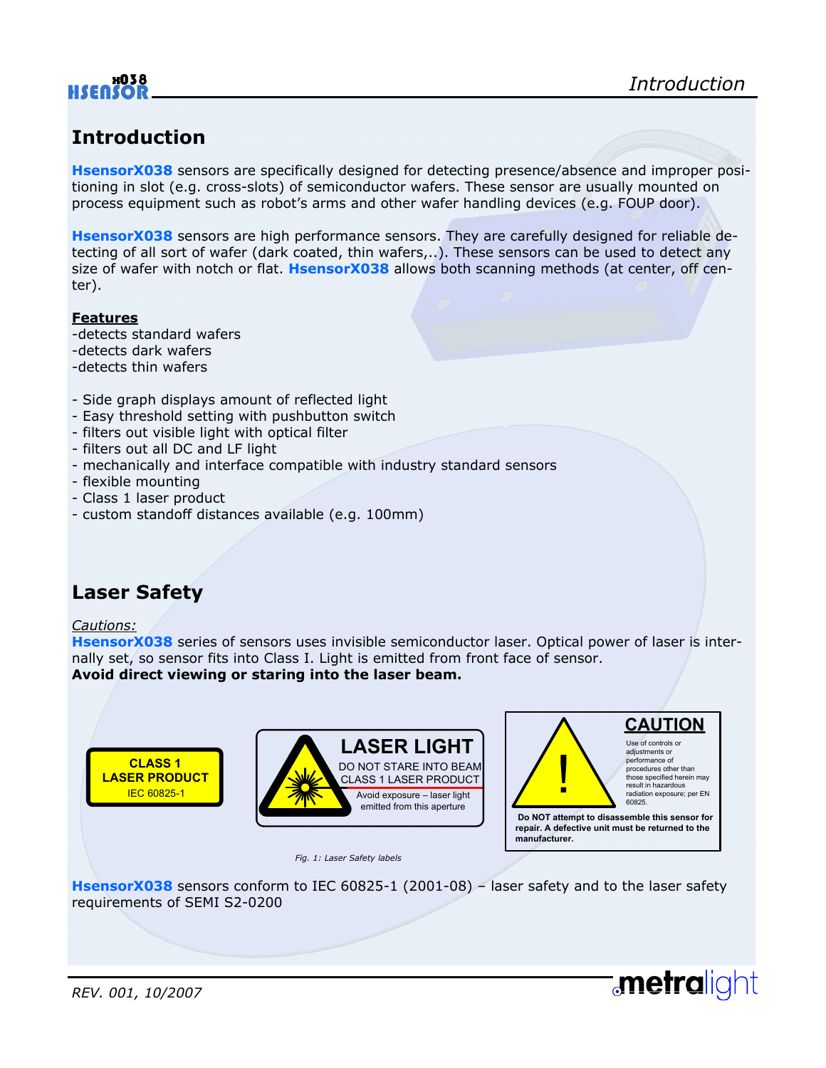# Introduction

**HsensorX038** sensors are specifically designed for detecting presence/absence and improper positioning in slot (e.g. cross-slots) of semiconductor wafers. These sensor are usually mounted on process equipment such as robot's arms and other wafer handling devices (e.g. FOUP door).

**HsensorX038** sensors are high performance sensors. They are carefully designed for reliable detecting of all sort of wafer (dark coated, thin wafers,..). These sensors can be used to detect any size of wafer with notch or flat. **HsensorX038** allows both scanning methods (at center, off center).

**Features**

-detects standard wafers
-detects dark wafers
-detects thin wafers

- Side graph displays amount of reflected light
- Easy threshold setting with pushbutton switch
- filters out visible light with optical filter
- filters out all DC and LF light
- mechanically and interface compatible with industry standard sensors
- flexible mounting
- Class 1 laser product
- custom standoff distances available (e.g. 100mm)

# Laser Safety

*Cautions:*
**HsensorX038** series of sensors uses invisible semiconductor laser. Optical power of laser is internally set, so sensor fits into Class I. Light is emitted from front face of sensor.
**Avoid direct viewing or staring into the laser beam.**

CLASS 1 LASER PRODUCT
IEC 60825-1

LASER LIGHT
DO NOT STARE INTO BEAM
CLASS 1 LASER PRODUCT
Avoid exposure – laser light emitted from this aperture

CAUTION
Use of controls or adjustments or performance of procedures other than those specified herein may result in hazardous radiation exposure; per EN 60825.
**Do NOT attempt to disassemble this sensor for repair. A defective unit must be returned to the manufacturer.**

*Fig. 1: Laser Safety labels*

**HsensorX038** sensors conform to IEC 60825-1 (2001-08) – laser safety and to the laser safety requirements of SEMI S2-0200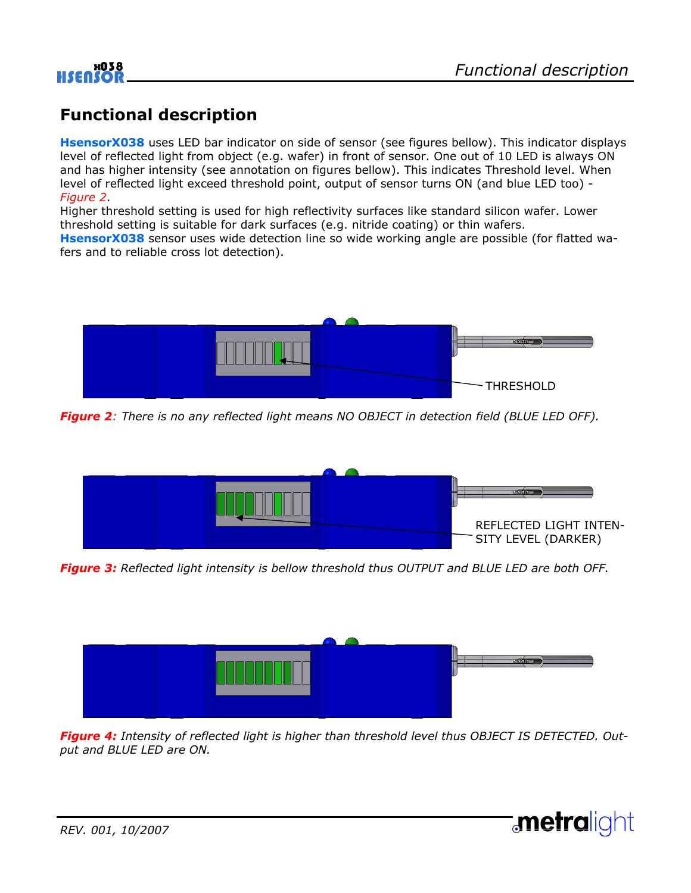# Functional description

**HsensorX038** uses LED bar indicator on side of sensor (see figures bellow). This indicator displays level of reflected light from object (e.g. wafer) in front of sensor. One out of 10 LED is always ON and has higher intensity (see annotation on figures bellow). This indicates Threshold level. When level of reflected light exceed threshold point, output of sensor turns ON (and blue LED too) - *Figure 2*.
Higher threshold setting is used for high reflectivity surfaces like standard silicon wafer. Lower threshold setting is suitable for dark surfaces (e.g. nitride coating) or thin wafers.
**HsensorX038** sensor uses wide detection line so wide working angle are possible (for flatted wafers and to reliable cross lot detection).

THRESHOLD

***Figure 2****: There is no any reflected light means NO OBJECT in detection field (BLUE LED OFF).*

REFLECTED LIGHT INTENSITY LEVEL (DARKER)

***Figure 3:*** *Reflected light intensity is bellow threshold thus OUTPUT and BLUE LED are both OFF.*

***Figure 4:*** *Intensity of reflected light is higher than threshold level thus OBJECT IS DETECTED. Output and BLUE LED are ON.*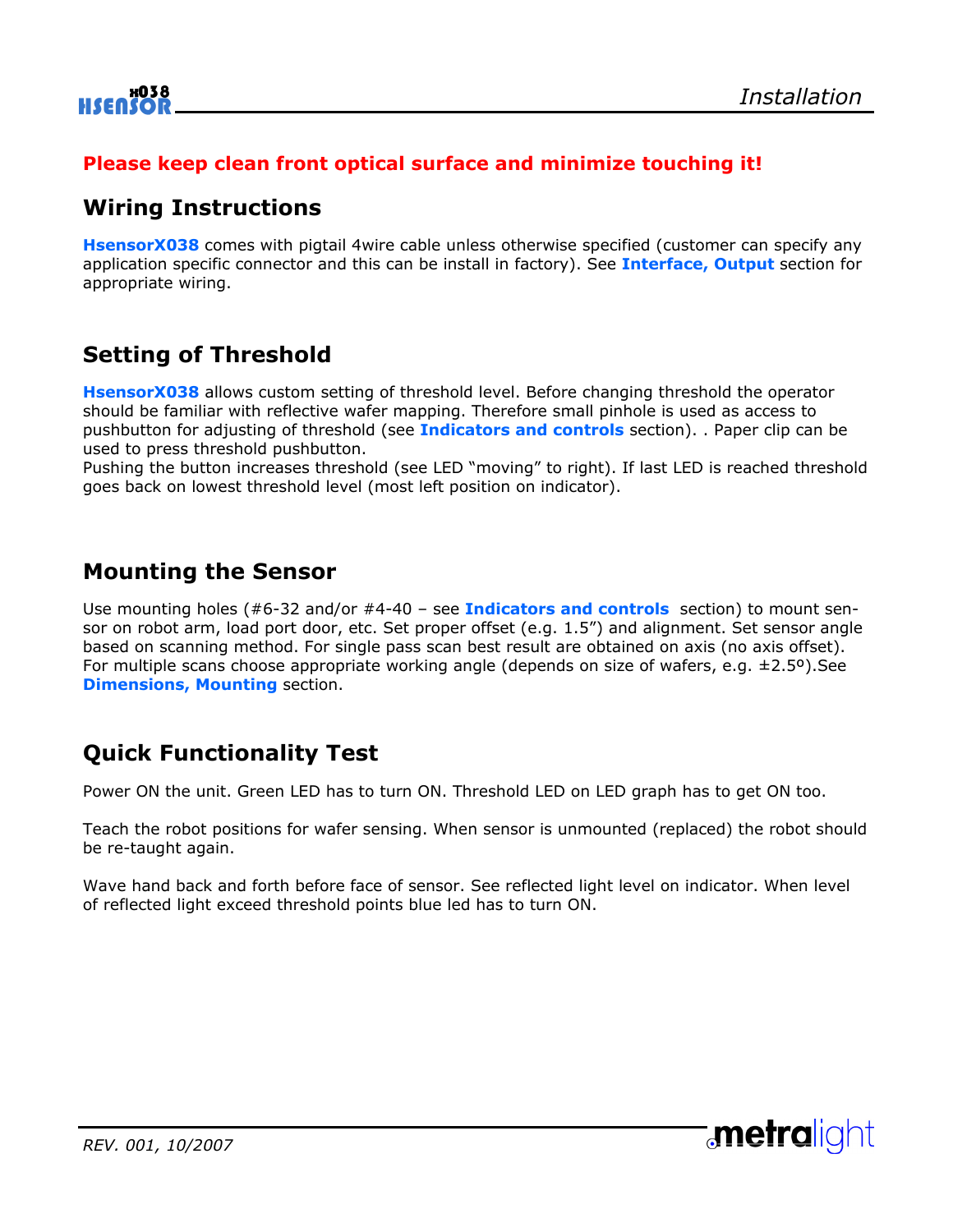**Please keep clean front optical surface and minimize touching it!**

## Wiring Instructions

**HsensorX038** comes with pigtail 4wire cable unless otherwise specified (customer can specify any application specific connector and this can be install in factory). See **Interface, Output** section for appropriate wiring.

## Setting of Threshold

**HsensorX038** allows custom setting of threshold level. Before changing threshold the operator should be familiar with reflective wafer mapping. Therefore small pinhole is used as access to pushbutton for adjusting of threshold (see **Indicators and controls** section). . Paper clip can be used to press threshold pushbutton.
Pushing the button increases threshold (see LED "moving" to right). If last LED is reached threshold goes back on lowest threshold level (most left position on indicator).

## Mounting the Sensor

Use mounting holes (#6-32 and/or #4-40 – see **Indicators and controls** section) to mount sensor on robot arm, load port door, etc. Set proper offset (e.g. 1.5") and alignment. Set sensor angle based on scanning method. For single pass scan best result are obtained on axis (no axis offset). For multiple scans choose appropriate working angle (depends on size of wafers, e.g. ±2.5º).See **Dimensions, Mounting** section.

## Quick Functionality Test

Power ON the unit. Green LED has to turn ON. Threshold LED on LED graph has to get ON too.

Teach the robot positions for wafer sensing. When sensor is unmounted (replaced) the robot should be re-taught again.

Wave hand back and forth before face of sensor. See reflected light level on indicator. When level of reflected light exceed threshold points blue led has to turn ON.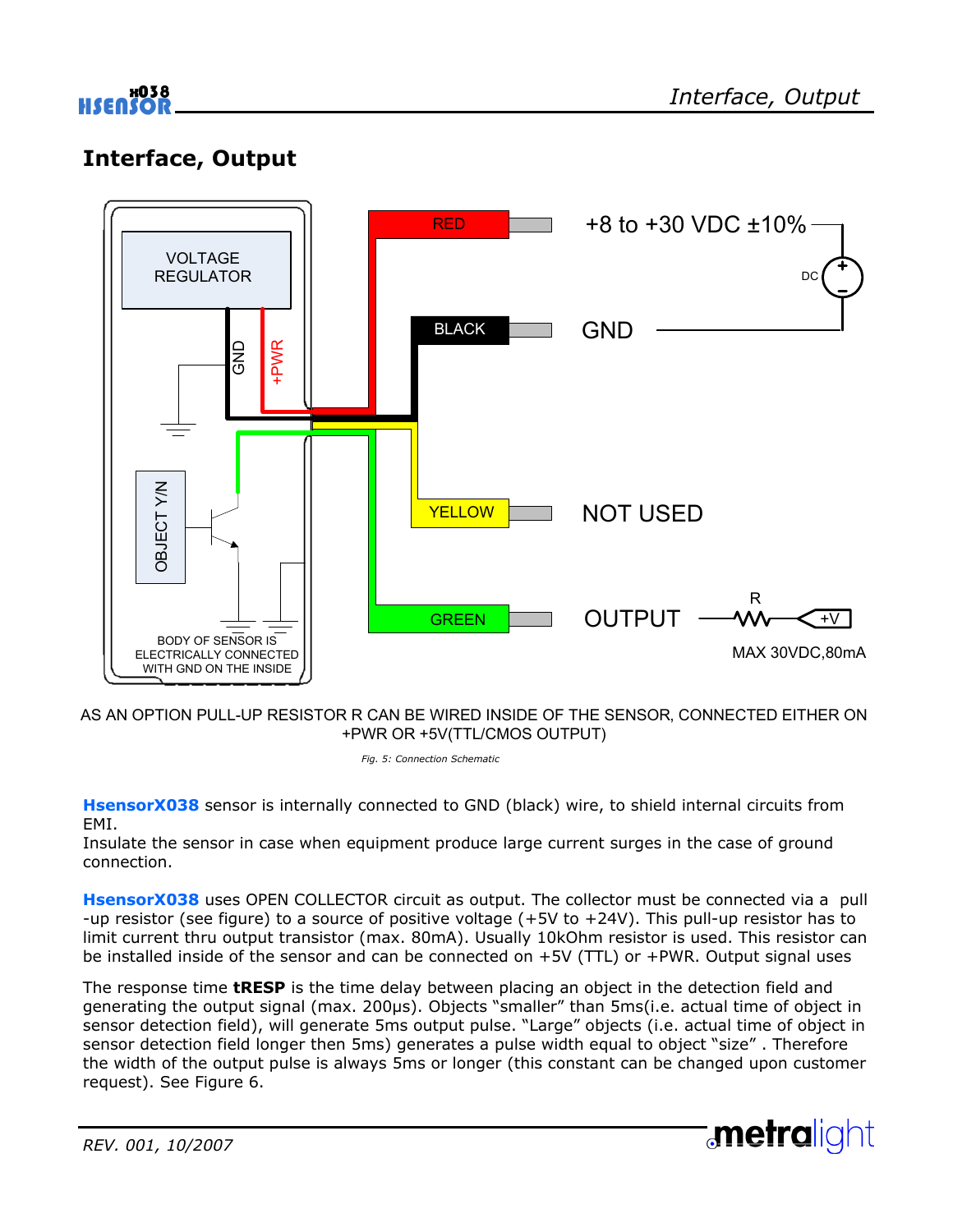# Interface, Output

AS AN OPTION PULL-UP RESISTOR R CAN BE WIRED INSIDE OF THE SENSOR, CONNECTED EITHER ON +PWR OR +5V(TTL/CMOS OUTPUT)

*Fig. 5: Connection Schematic*

**HsensorX038** sensor is internally connected to GND (black) wire, to shield internal circuits from EMI.
Insulate the sensor in case when equipment produce large current surges in the case of ground connection.

**HsensorX038** uses OPEN COLLECTOR circuit as output. The collector must be connected via a pull -up resistor (see figure) to a source of positive voltage (+5V to +24V). This pull-up resistor has to limit current thru output transistor (max. 80mA). Usually 10kOhm resistor is used. This resistor can be installed inside of the sensor and can be connected on +5V (TTL) or +PWR. Output signal uses

The response time **tRESP** is the time delay between placing an object in the detection field and generating the output signal (max. 200µs). Objects "smaller" than 5ms(i.e. actual time of object in sensor detection field), will generate 5ms output pulse. "Large" objects (i.e. actual time of object in sensor detection field longer then 5ms) generates a pulse width equal to object "size" . Therefore the width of the output pulse is always 5ms or longer (this constant can be changed upon customer request). See Figure 6.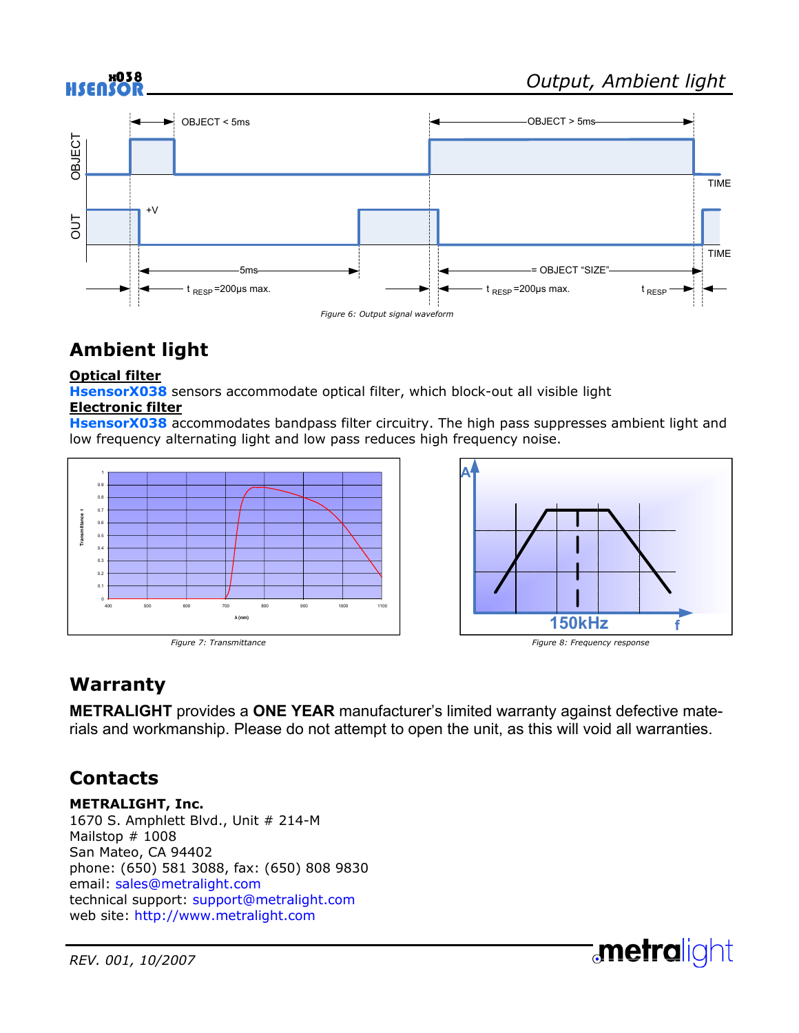Figure 6: Output signal waveform

## Ambient light

**Optical filter**
**HsensorX038** sensors accommodate optical filter, which block-out all visible light
**Electronic filter**
**HsensorX038** accommodates bandpass filter circuitry. The high pass suppresses ambient light and low frequency alternating light and low pass reduces high frequency noise.

Figure 7: Transmittance

Figure 8: Frequency response

## Warranty

**METRALIGHT** provides a **ONE YEAR** manufacturer's limited warranty against defective materials and workmanship. Please do not attempt to open the unit, as this will void all warranties.

## Contacts

**METRALIGHT, Inc.**
1670 S. Amphlett Blvd., Unit # 214-M
Mailstop # 1008
San Mateo, CA 94402
phone: (650) 581 3088, fax: (650) 808 9830
email: sales@metralight.com
technical support: support@metralight.com
web site: http://www.metralight.com

*REV. 001, 10/2007*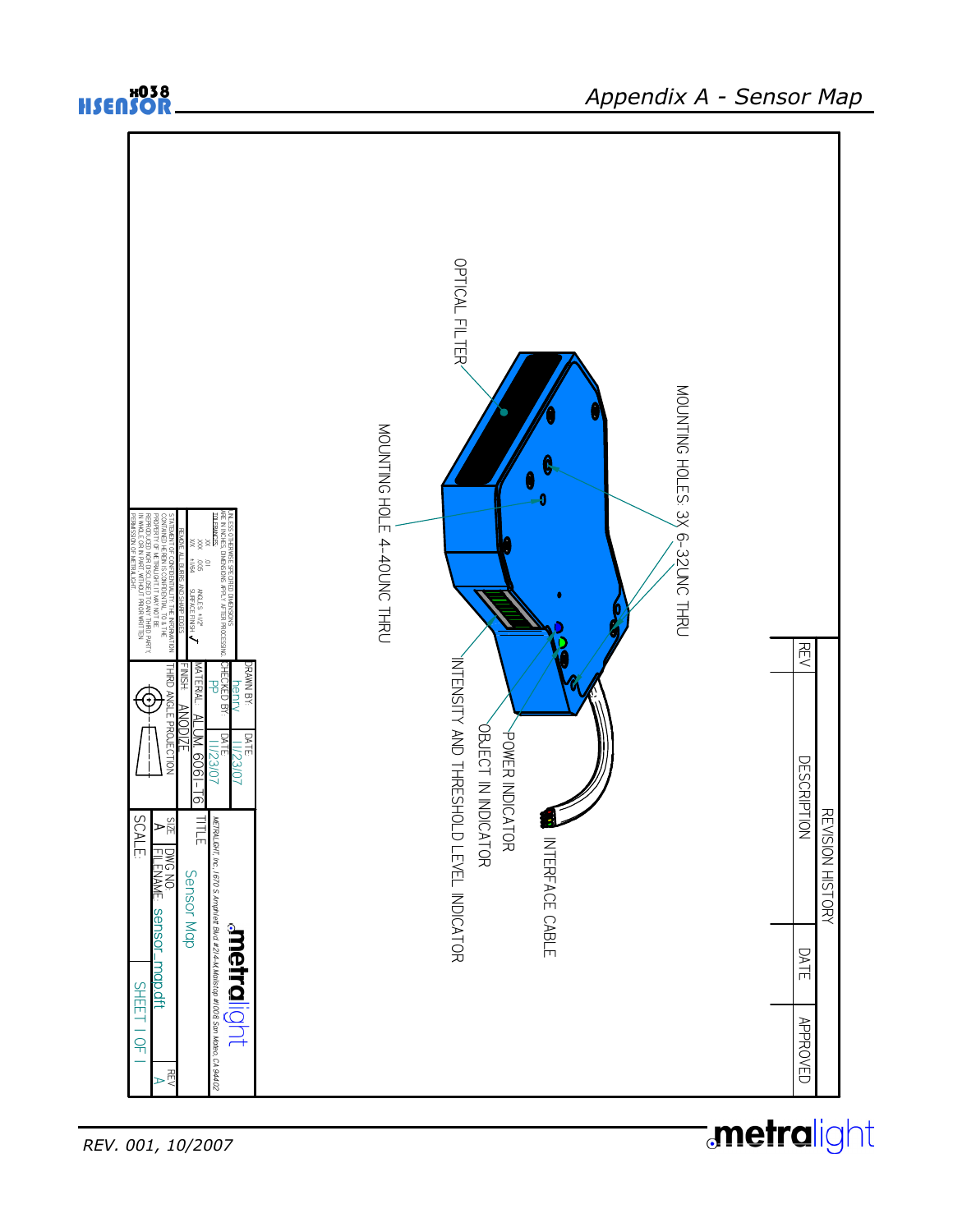# Appendix A - Sensor Map

OPTICAL FILTER

MOUNTING HOLES: 3X 6-32UNC THRU

MOUNTING HOLE 4-40UNC THRU

INTENSITY AND THRESHOLD LEVEL INDICATOR

OBJECT IN INDICATOR

POWER INDICATOR

INTERFACE CABLE

| REVISION HISTORY | | | |
|---|---|---|---|
| REV | DESCRIPTION | DATE | APPROVED |

UNLESS OTHERWISE SPECIFIED DIMENSIONS ARE IN INCHES. DIMENSIONS APPLY AFTER PROCESSING

TOLERANCES:
.XX .01
.XXX .005
X/X ±1/64
ANGLES ±1/2°
SURFACE FINISH ✓

REMOVE ALL BURRS AND SHARP EDGES

STATEMENT OF CONFIDENTIALITY: THE INFORMATION CONTAINED HEREIN IS CONFIDENTIAL TO & THE PROPERTY OF METRALIGHT. IT MAY NOT BE REPRODUCED NOR DISCLOSED TO ANY THIRD PARTY, IN WHOLE OR IN PART, WITHOUT PRIOR WRITTEN PERMISSION OF METRALIGHT.

| DRAWN BY: henry | DATE: 11/23/07 |
|---|---|
| CHECKED BY: PP | DATE: 11/23/07 |
| MATERIAL: ALUM. 6061-T6 | |
| FINISH: ANODIZE | |

THIRD ANGLE PROJECTION

metralight

METRALIGHT, Inc., 1670 S Amphlett Blvd #214-M, Mailstop #1008 San Mateo, CA 94402

TITLE: Sensor Map

SIZE: A | DWG NO: | FILENAME: sensor_map.dft | REV: A

SCALE: | SHEET 1 OF 1

REV. 001, 10/2007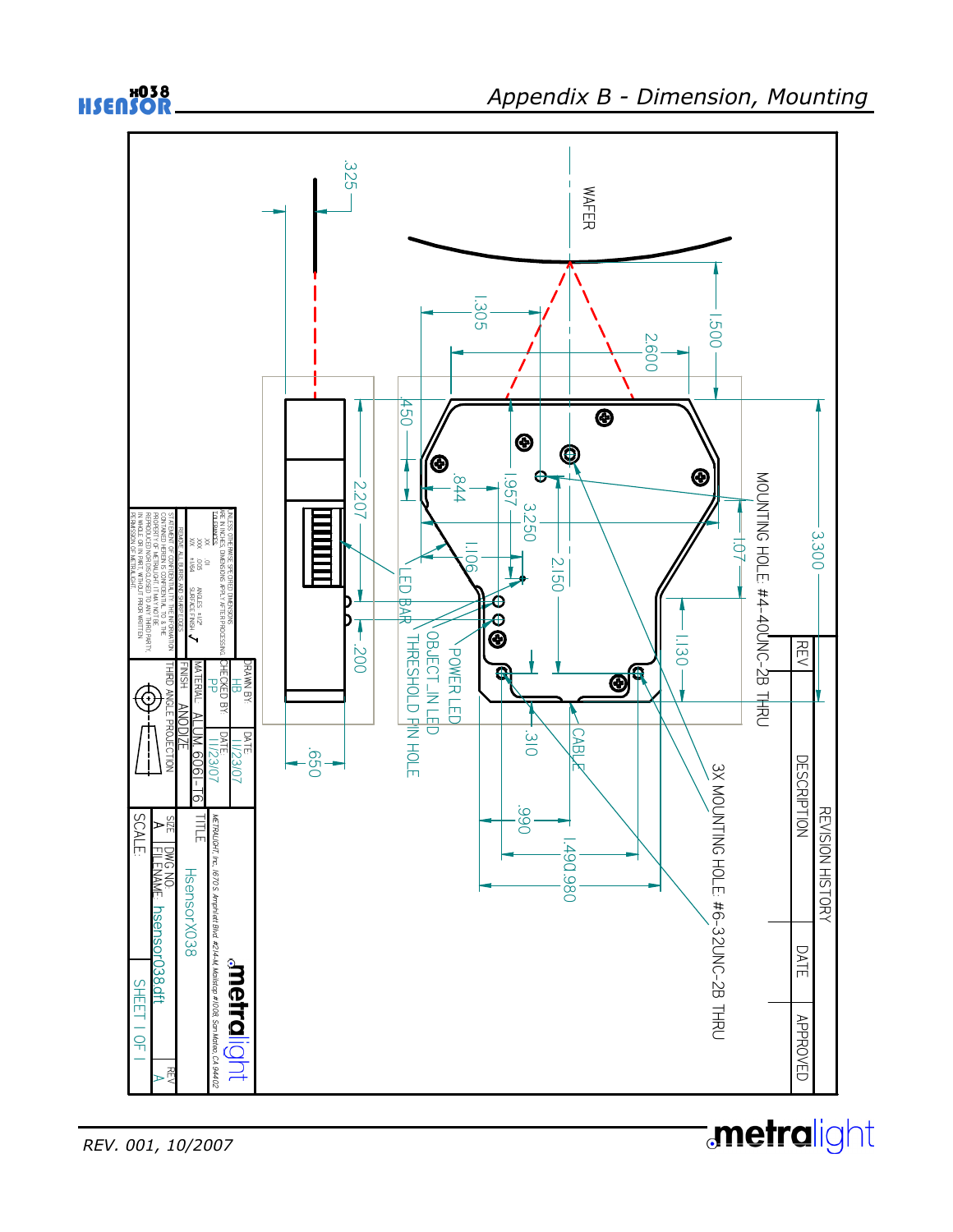# Appendix B - Dimension, Mounting

WAFER

.325

1.305

2.600

1.500

3.300

MOUNTING HOLE: #4-40UNC-2B THRU

.450

.844

1.957

3.250

1.07

1.106

2.150

1.130

2.207

LED BAR

POWER LED

OBJECT_IN LED

THRESHOLD PIN HOLE

.200

.310

CABLE

.650

.990

1.490

1.980

3X MOUNTING HOLE: #6-32UNC-2B THRU

| REVISION HISTORY | | | |
|---|---|---|---|
| REV | DESCRIPTION | DATE | APPROVED |
| | | | |

UNLESS OTHERWISE SPECIFIED DIMENSIONS ARE IN INCHES. DIMENSIONS APPLY AFTER PROCESSING.

TOLERANCES: .XX ±.01, .XXX ±.005, .X ±.064, ANGLES ±1/2°, SURFACE FINISH

REMOVE ALL BURRS AND SHARP EDGES

STATEMENT OF CONFIDENTIALITY: THE INFORMATION CONTAINED HEREIN IS CONFIDENTIAL TO, & THE PROPERTY OF METRALIGHT. IT MAY NOT BE REPRODUCED OR DISCLOSED TO ANY THIRD PARTY, IN WHOLE OR IN PART, WITHOUT PRIOR WRITTEN PERMISSION OF METRALIGHT.

| | | |
|---|---|---|
| DRAWN BY: HB | DATE: 11/23/07 | |
| CHECKED BY: PP | DATE: 11/23/07 | |
| MATERIAL: ALUM. 6061-T6 | | |
| FINISH: ANODIZE | | |
| THIRD ANGLE PROJECTION | | |

metralight

METRALIGHT, Inc. 1670 S. Amphlett Blvd. #214-K Mailstop #1008, San Mateo, CA 94402

TITLE: HsensorX038

SIZE: A | DWG NO.: | REV: A

FILENAME: hsensor038.dft

SCALE: | SHEET 1 OF 1

REV. 001, 10/2007